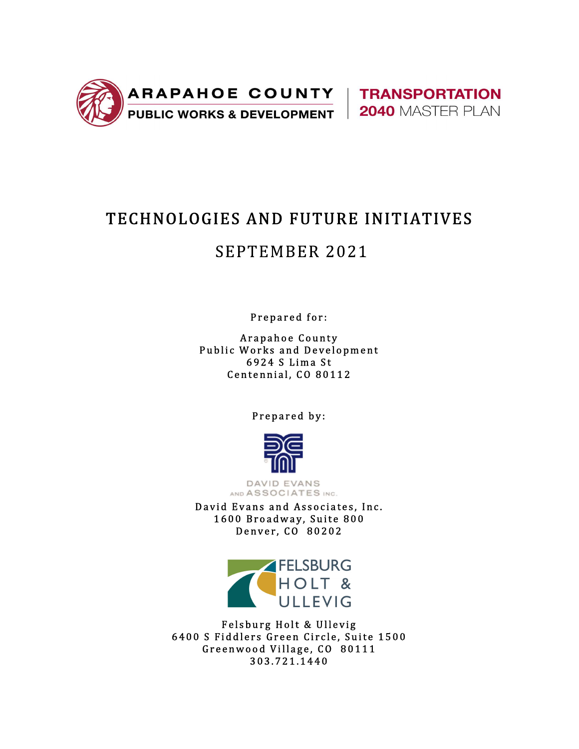ARAPAHOE COUNTY
PUBLIC WORKS & DEVELOPMENT

TRANSPORTATION
2040 MASTER PLAN

# TECHNOLOGIES AND FUTURE INITIATIVES

## SEPTEMBER 2021

Prepared for:

Arapahoe County
Public Works and Development
6924 S Lima St
Centennial, CO 80112

Prepared by:

David Evans and Associates, Inc.
1600 Broadway, Suite 800
Denver, CO 80202

Felsburg Holt & Ullevig
6400 S Fiddlers Green Circle, Suite 1500
Greenwood Village, CO 80111
303.721.1440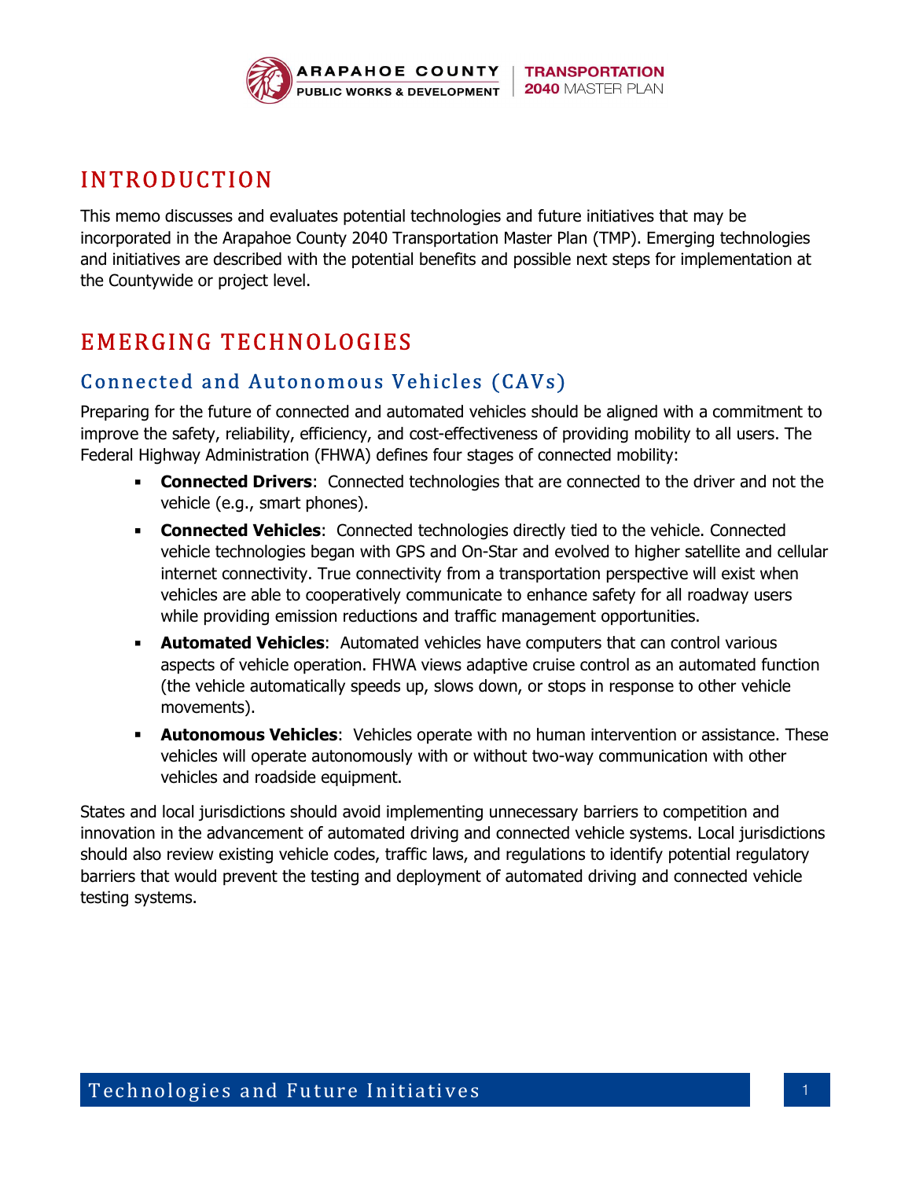# INTRODUCTION

This memo discusses and evaluates potential technologies and future initiatives that may be incorporated in the Arapahoe County 2040 Transportation Master Plan (TMP). Emerging technologies and initiatives are described with the potential benefits and possible next steps for implementation at the Countywide or project level.

# EMERGING TECHNOLOGIES

## Connected and Autonomous Vehicles (CAVs)

Preparing for the future of connected and automated vehicles should be aligned with a commitment to improve the safety, reliability, efficiency, and cost-effectiveness of providing mobility to all users. The Federal Highway Administration (FHWA) defines four stages of connected mobility:

- **Connected Drivers**: Connected technologies that are connected to the driver and not the vehicle (e.g., smart phones).
- **Connected Vehicles**: Connected technologies directly tied to the vehicle. Connected vehicle technologies began with GPS and On-Star and evolved to higher satellite and cellular internet connectivity. True connectivity from a transportation perspective will exist when vehicles are able to cooperatively communicate to enhance safety for all roadway users while providing emission reductions and traffic management opportunities.
- **Automated Vehicles**: Automated vehicles have computers that can control various aspects of vehicle operation. FHWA views adaptive cruise control as an automated function (the vehicle automatically speeds up, slows down, or stops in response to other vehicle movements).
- **Autonomous Vehicles**: Vehicles operate with no human intervention or assistance. These vehicles will operate autonomously with or without two-way communication with other vehicles and roadside equipment.

States and local jurisdictions should avoid implementing unnecessary barriers to competition and innovation in the advancement of automated driving and connected vehicle systems. Local jurisdictions should also review existing vehicle codes, traffic laws, and regulations to identify potential regulatory barriers that would prevent the testing and deployment of automated driving and connected vehicle testing systems.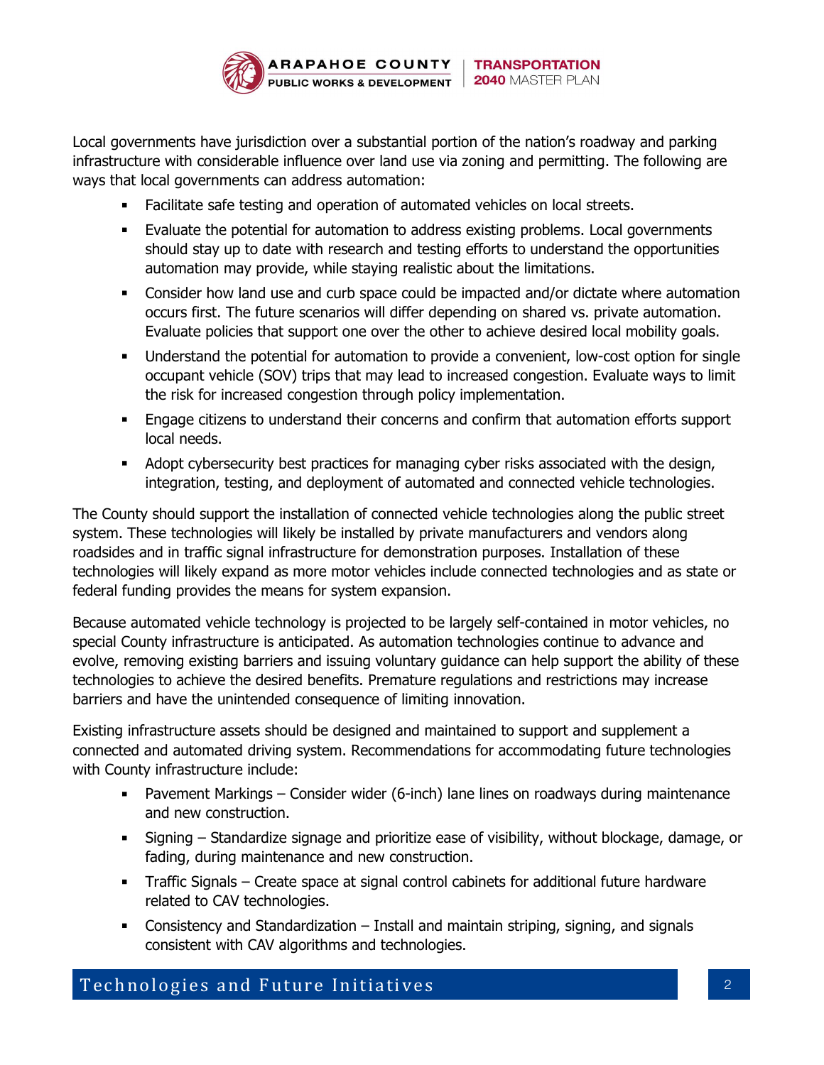Local governments have jurisdiction over a substantial portion of the nation's roadway and parking infrastructure with considerable influence over land use via zoning and permitting. The following are ways that local governments can address automation:

- Facilitate safe testing and operation of automated vehicles on local streets.
- Evaluate the potential for automation to address existing problems. Local governments should stay up to date with research and testing efforts to understand the opportunities automation may provide, while staying realistic about the limitations.
- Consider how land use and curb space could be impacted and/or dictate where automation occurs first. The future scenarios will differ depending on shared vs. private automation. Evaluate policies that support one over the other to achieve desired local mobility goals.
- Understand the potential for automation to provide a convenient, low-cost option for single occupant vehicle (SOV) trips that may lead to increased congestion. Evaluate ways to limit the risk for increased congestion through policy implementation.
- Engage citizens to understand their concerns and confirm that automation efforts support local needs.
- Adopt cybersecurity best practices for managing cyber risks associated with the design, integration, testing, and deployment of automated and connected vehicle technologies.

The County should support the installation of connected vehicle technologies along the public street system. These technologies will likely be installed by private manufacturers and vendors along roadsides and in traffic signal infrastructure for demonstration purposes. Installation of these technologies will likely expand as more motor vehicles include connected technologies and as state or federal funding provides the means for system expansion.

Because automated vehicle technology is projected to be largely self-contained in motor vehicles, no special County infrastructure is anticipated. As automation technologies continue to advance and evolve, removing existing barriers and issuing voluntary guidance can help support the ability of these technologies to achieve the desired benefits. Premature regulations and restrictions may increase barriers and have the unintended consequence of limiting innovation.

Existing infrastructure assets should be designed and maintained to support and supplement a connected and automated driving system. Recommendations for accommodating future technologies with County infrastructure include:

- Pavement Markings – Consider wider (6-inch) lane lines on roadways during maintenance and new construction.
- Signing – Standardize signage and prioritize ease of visibility, without blockage, damage, or fading, during maintenance and new construction.
- Traffic Signals – Create space at signal control cabinets for additional future hardware related to CAV technologies.
- Consistency and Standardization – Install and maintain striping, signing, and signals consistent with CAV algorithms and technologies.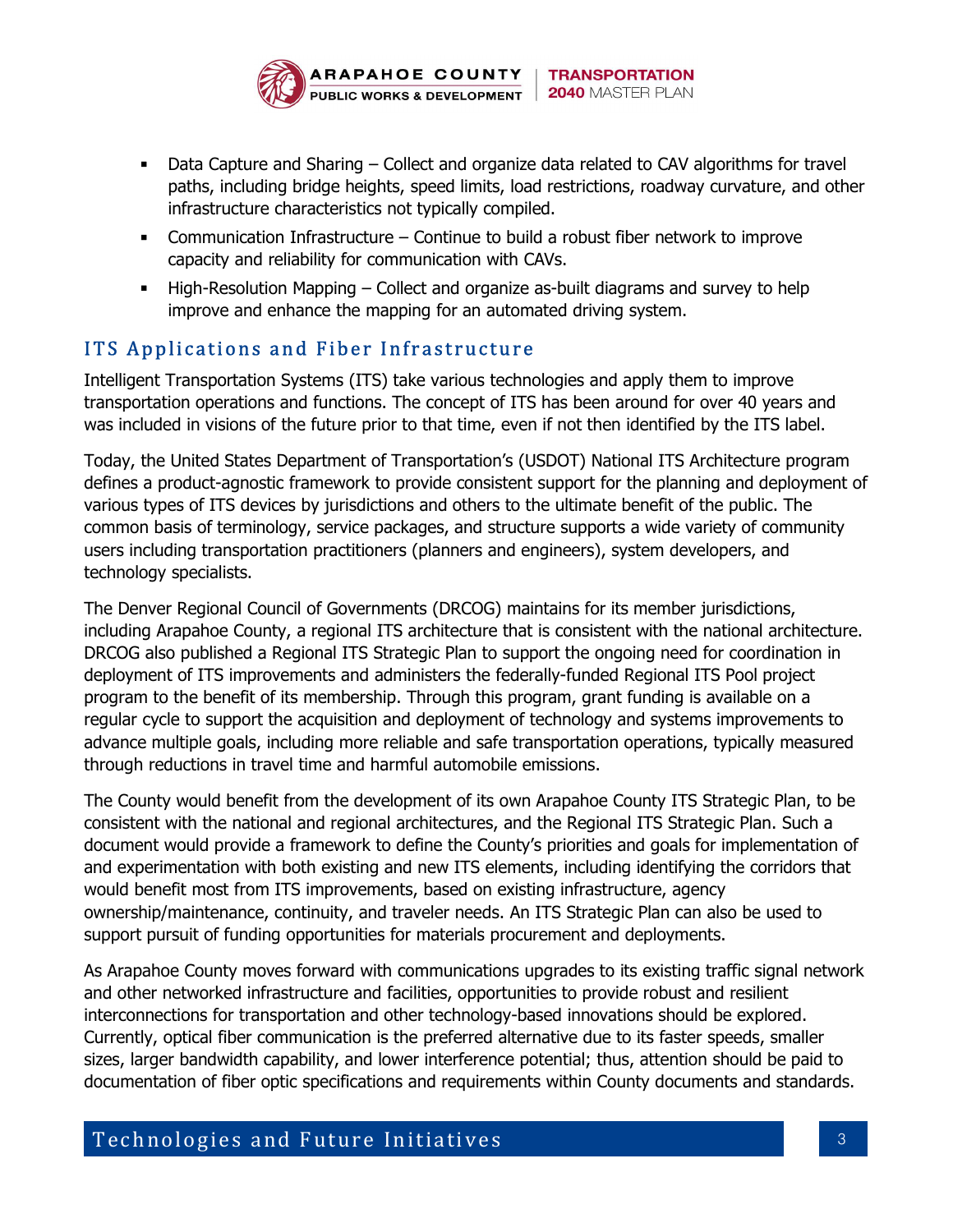- Data Capture and Sharing – Collect and organize data related to CAV algorithms for travel paths, including bridge heights, speed limits, load restrictions, roadway curvature, and other infrastructure characteristics not typically compiled.
- Communication Infrastructure – Continue to build a robust fiber network to improve capacity and reliability for communication with CAVs.
- High-Resolution Mapping – Collect and organize as-built diagrams and survey to help improve and enhance the mapping for an automated driving system.

## ITS Applications and Fiber Infrastructure

Intelligent Transportation Systems (ITS) take various technologies and apply them to improve transportation operations and functions. The concept of ITS has been around for over 40 years and was included in visions of the future prior to that time, even if not then identified by the ITS label.

Today, the United States Department of Transportation's (USDOT) National ITS Architecture program defines a product-agnostic framework to provide consistent support for the planning and deployment of various types of ITS devices by jurisdictions and others to the ultimate benefit of the public. The common basis of terminology, service packages, and structure supports a wide variety of community users including transportation practitioners (planners and engineers), system developers, and technology specialists.

The Denver Regional Council of Governments (DRCOG) maintains for its member jurisdictions, including Arapahoe County, a regional ITS architecture that is consistent with the national architecture. DRCOG also published a Regional ITS Strategic Plan to support the ongoing need for coordination in deployment of ITS improvements and administers the federally-funded Regional ITS Pool project program to the benefit of its membership. Through this program, grant funding is available on a regular cycle to support the acquisition and deployment of technology and systems improvements to advance multiple goals, including more reliable and safe transportation operations, typically measured through reductions in travel time and harmful automobile emissions.

The County would benefit from the development of its own Arapahoe County ITS Strategic Plan, to be consistent with the national and regional architectures, and the Regional ITS Strategic Plan. Such a document would provide a framework to define the County's priorities and goals for implementation of and experimentation with both existing and new ITS elements, including identifying the corridors that would benefit most from ITS improvements, based on existing infrastructure, agency ownership/maintenance, continuity, and traveler needs. An ITS Strategic Plan can also be used to support pursuit of funding opportunities for materials procurement and deployments.

As Arapahoe County moves forward with communications upgrades to its existing traffic signal network and other networked infrastructure and facilities, opportunities to provide robust and resilient interconnections for transportation and other technology-based innovations should be explored. Currently, optical fiber communication is the preferred alternative due to its faster speeds, smaller sizes, larger bandwidth capability, and lower interference potential; thus, attention should be paid to documentation of fiber optic specifications and requirements within County documents and standards.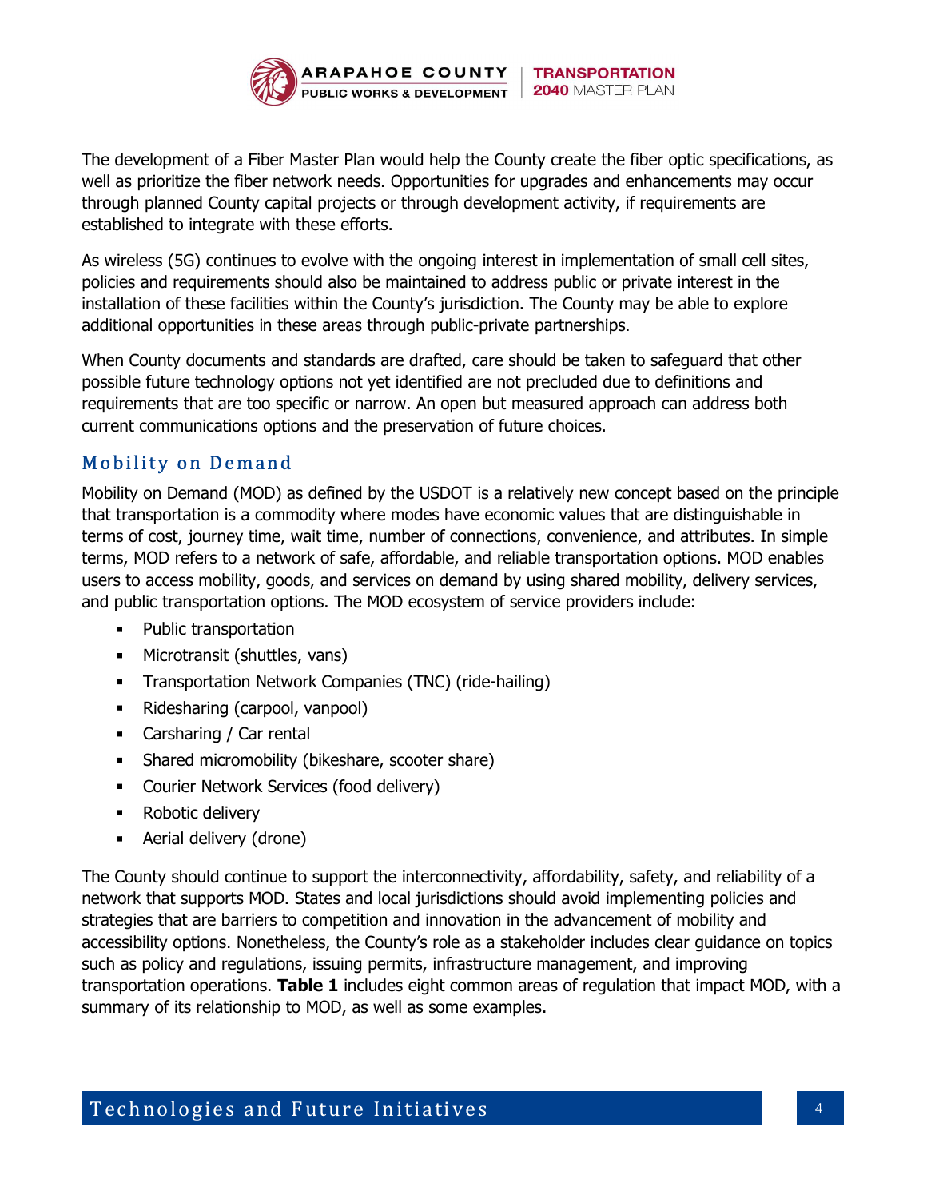The development of a Fiber Master Plan would help the County create the fiber optic specifications, as well as prioritize the fiber network needs. Opportunities for upgrades and enhancements may occur through planned County capital projects or through development activity, if requirements are established to integrate with these efforts.

As wireless (5G) continues to evolve with the ongoing interest in implementation of small cell sites, policies and requirements should also be maintained to address public or private interest in the installation of these facilities within the County's jurisdiction. The County may be able to explore additional opportunities in these areas through public-private partnerships.

When County documents and standards are drafted, care should be taken to safeguard that other possible future technology options not yet identified are not precluded due to definitions and requirements that are too specific or narrow. An open but measured approach can address both current communications options and the preservation of future choices.

## Mobility on Demand

Mobility on Demand (MOD) as defined by the USDOT is a relatively new concept based on the principle that transportation is a commodity where modes have economic values that are distinguishable in terms of cost, journey time, wait time, number of connections, convenience, and attributes. In simple terms, MOD refers to a network of safe, affordable, and reliable transportation options. MOD enables users to access mobility, goods, and services on demand by using shared mobility, delivery services, and public transportation options. The MOD ecosystem of service providers include:

- Public transportation
- Microtransit (shuttles, vans)
- Transportation Network Companies (TNC) (ride-hailing)
- Ridesharing (carpool, vanpool)
- Carsharing / Car rental
- Shared micromobility (bikeshare, scooter share)
- Courier Network Services (food delivery)
- Robotic delivery
- Aerial delivery (drone)

The County should continue to support the interconnectivity, affordability, safety, and reliability of a network that supports MOD. States and local jurisdictions should avoid implementing policies and strategies that are barriers to competition and innovation in the advancement of mobility and accessibility options. Nonetheless, the County's role as a stakeholder includes clear guidance on topics such as policy and regulations, issuing permits, infrastructure management, and improving transportation operations. **Table 1** includes eight common areas of regulation that impact MOD, with a summary of its relationship to MOD, as well as some examples.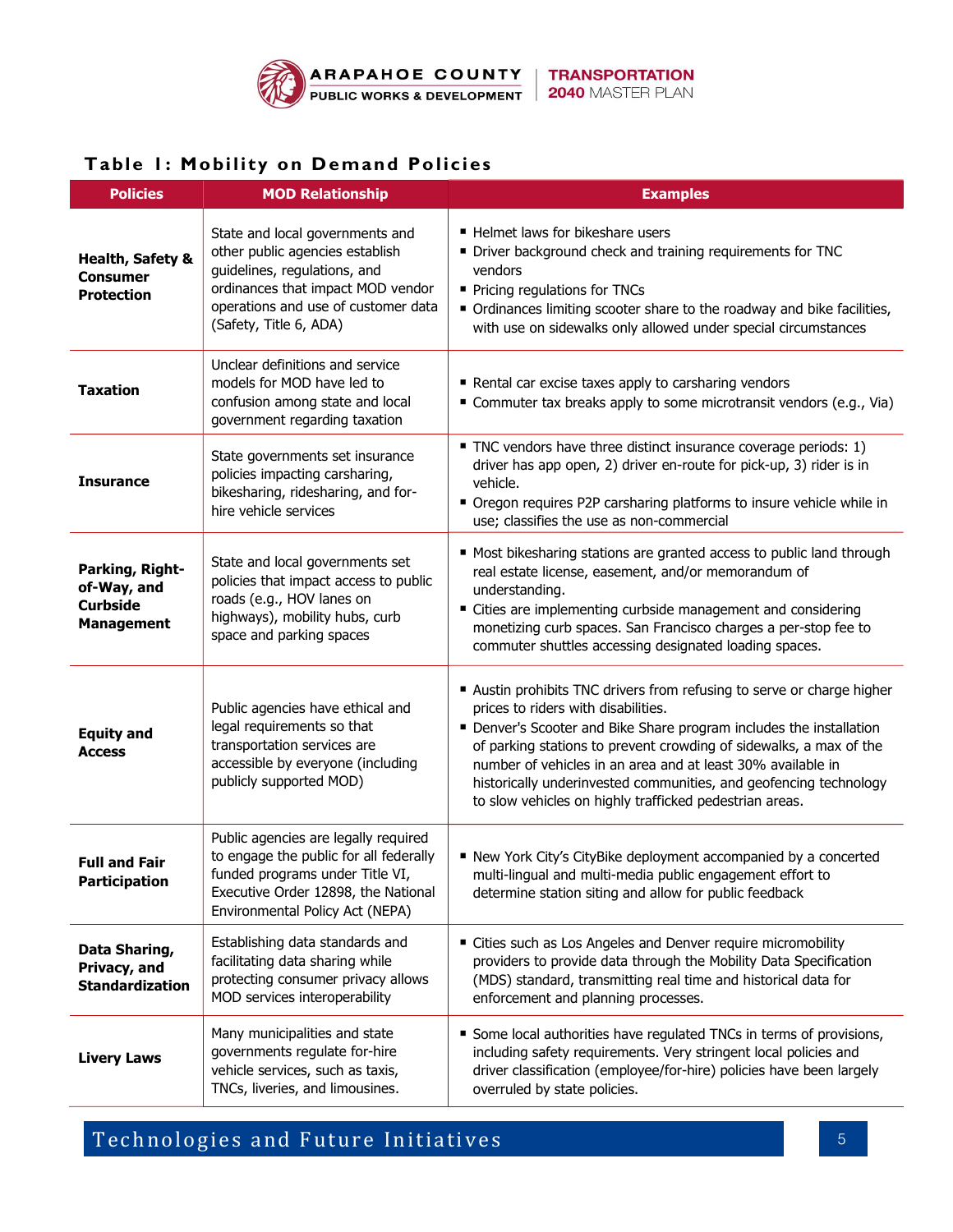## Table 1: Mobility on Demand Policies

| Policies | MOD Relationship | Examples |
|---|---|---|
| **Health, Safety & Consumer Protection** | State and local governments and other public agencies establish guidelines, regulations, and ordinances that impact MOD vendor operations and use of customer data (Safety, Title 6, ADA) | ▪ Helmet laws for bikeshare users<br>▪ Driver background check and training requirements for TNC vendors<br>▪ Pricing regulations for TNCs<br>▪ Ordinances limiting scooter share to the roadway and bike facilities, with use on sidewalks only allowed under special circumstances |
| **Taxation** | Unclear definitions and service models for MOD have led to confusion among state and local government regarding taxation | ▪ Rental car excise taxes apply to carsharing vendors<br>▪ Commuter tax breaks apply to some microtransit vendors (e.g., Via) |
| **Insurance** | State governments set insurance policies impacting carsharing, bikesharing, ridesharing, and for-hire vehicle services | ▪ TNC vendors have three distinct insurance coverage periods: 1) driver has app open, 2) driver en-route for pick-up, 3) rider is in vehicle.<br>▪ Oregon requires P2P carsharing platforms to insure vehicle while in use; classifies the use as non-commercial |
| **Parking, Right-of-Way, and Curbside Management** | State and local governments set policies that impact access to public roads (e.g., HOV lanes on highways), mobility hubs, curb space and parking spaces | ▪ Most bikesharing stations are granted access to public land through real estate license, easement, and/or memorandum of understanding.<br>▪ Cities are implementing curbside management and considering monetizing curb spaces. San Francisco charges a per-stop fee to commuter shuttles accessing designated loading spaces. |
| **Equity and Access** | Public agencies have ethical and legal requirements so that transportation services are accessible by everyone (including publicly supported MOD) | ▪ Austin prohibits TNC drivers from refusing to serve or charge higher prices to riders with disabilities.<br>▪ Denver's Scooter and Bike Share program includes the installation of parking stations to prevent crowding of sidewalks, a max of the number of vehicles in an area and at least 30% available in historically underinvested communities, and geofencing technology to slow vehicles on highly trafficked pedestrian areas. |
| **Full and Fair Participation** | Public agencies are legally required to engage the public for all federally funded programs under Title VI, Executive Order 12898, the National Environmental Policy Act (NEPA) | ▪ New York City's CityBike deployment accompanied by a concerted multi-lingual and multi-media public engagement effort to determine station siting and allow for public feedback |
| **Data Sharing, Privacy, and Standardization** | Establishing data standards and facilitating data sharing while protecting consumer privacy allows MOD services interoperability | ▪ Cities such as Los Angeles and Denver require micromobility providers to provide data through the Mobility Data Specification (MDS) standard, transmitting real time and historical data for enforcement and planning processes. |
| **Livery Laws** | Many municipalities and state governments regulate for-hire vehicle services, such as taxis, TNCs, liveries, and limousines. | ▪ Some local authorities have regulated TNCs in terms of provisions, including safety requirements. Very stringent local policies and driver classification (employee/for-hire) policies have been largely overruled by state policies. |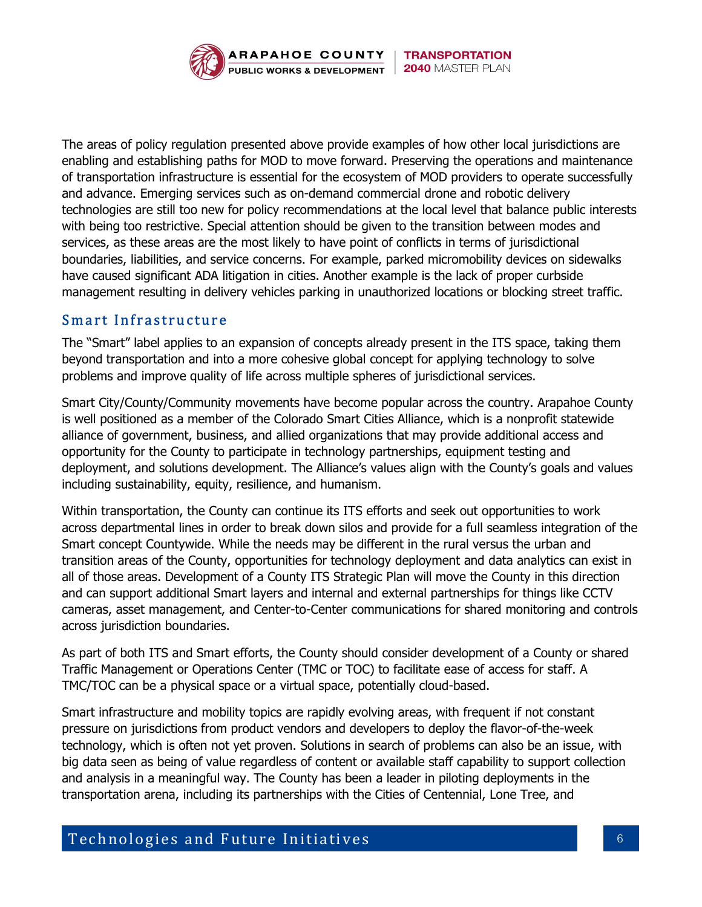The areas of policy regulation presented above provide examples of how other local jurisdictions are enabling and establishing paths for MOD to move forward. Preserving the operations and maintenance of transportation infrastructure is essential for the ecosystem of MOD providers to operate successfully and advance. Emerging services such as on-demand commercial drone and robotic delivery technologies are still too new for policy recommendations at the local level that balance public interests with being too restrictive. Special attention should be given to the transition between modes and services, as these areas are the most likely to have point of conflicts in terms of jurisdictional boundaries, liabilities, and service concerns. For example, parked micromobility devices on sidewalks have caused significant ADA litigation in cities. Another example is the lack of proper curbside management resulting in delivery vehicles parking in unauthorized locations or blocking street traffic.

## Smart Infrastructure

The "Smart" label applies to an expansion of concepts already present in the ITS space, taking them beyond transportation and into a more cohesive global concept for applying technology to solve problems and improve quality of life across multiple spheres of jurisdictional services.

Smart City/County/Community movements have become popular across the country. Arapahoe County is well positioned as a member of the Colorado Smart Cities Alliance, which is a nonprofit statewide alliance of government, business, and allied organizations that may provide additional access and opportunity for the County to participate in technology partnerships, equipment testing and deployment, and solutions development. The Alliance's values align with the County's goals and values including sustainability, equity, resilience, and humanism.

Within transportation, the County can continue its ITS efforts and seek out opportunities to work across departmental lines in order to break down silos and provide for a full seamless integration of the Smart concept Countywide. While the needs may be different in the rural versus the urban and transition areas of the County, opportunities for technology deployment and data analytics can exist in all of those areas. Development of a County ITS Strategic Plan will move the County in this direction and can support additional Smart layers and internal and external partnerships for things like CCTV cameras, asset management, and Center-to-Center communications for shared monitoring and controls across jurisdiction boundaries.

As part of both ITS and Smart efforts, the County should consider development of a County or shared Traffic Management or Operations Center (TMC or TOC) to facilitate ease of access for staff. A TMC/TOC can be a physical space or a virtual space, potentially cloud-based.

Smart infrastructure and mobility topics are rapidly evolving areas, with frequent if not constant pressure on jurisdictions from product vendors and developers to deploy the flavor-of-the-week technology, which is often not yet proven. Solutions in search of problems can also be an issue, with big data seen as being of value regardless of content or available staff capability to support collection and analysis in a meaningful way. The County has been a leader in piloting deployments in the transportation arena, including its partnerships with the Cities of Centennial, Lone Tree, and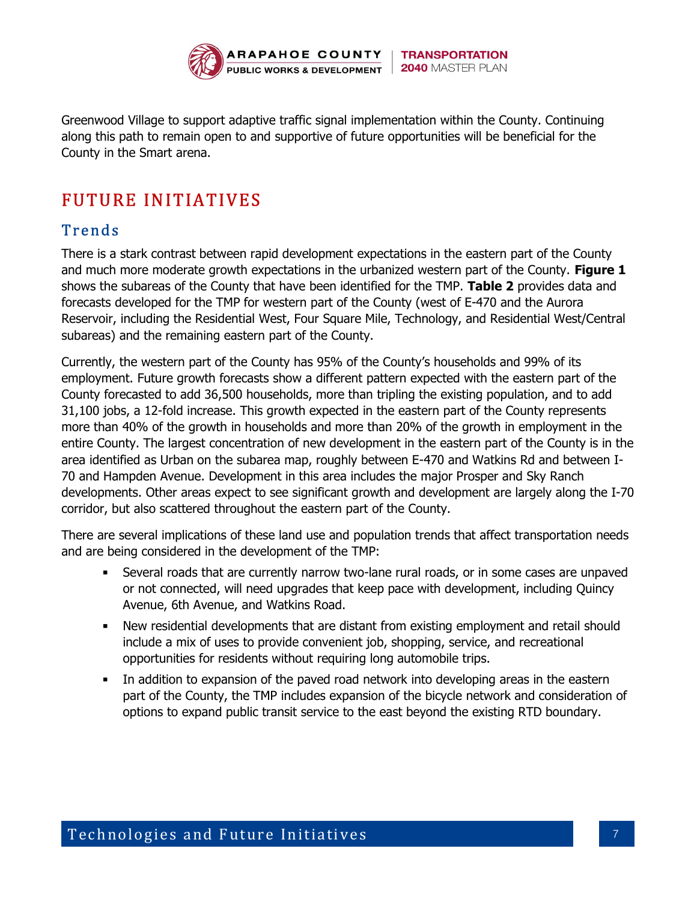Greenwood Village to support adaptive traffic signal implementation within the County. Continuing along this path to remain open to and supportive of future opportunities will be beneficial for the County in the Smart arena.

# FUTURE INITIATIVES

## Trends

There is a stark contrast between rapid development expectations in the eastern part of the County and much more moderate growth expectations in the urbanized western part of the County. **Figure 1** shows the subareas of the County that have been identified for the TMP. **Table 2** provides data and forecasts developed for the TMP for western part of the County (west of E-470 and the Aurora Reservoir, including the Residential West, Four Square Mile, Technology, and Residential West/Central subareas) and the remaining eastern part of the County.

Currently, the western part of the County has 95% of the County's households and 99% of its employment. Future growth forecasts show a different pattern expected with the eastern part of the County forecasted to add 36,500 households, more than tripling the existing population, and to add 31,100 jobs, a 12-fold increase. This growth expected in the eastern part of the County represents more than 40% of the growth in households and more than 20% of the growth in employment in the entire County. The largest concentration of new development in the eastern part of the County is in the area identified as Urban on the subarea map, roughly between E-470 and Watkins Rd and between I-70 and Hampden Avenue. Development in this area includes the major Prosper and Sky Ranch developments. Other areas expect to see significant growth and development are largely along the I-70 corridor, but also scattered throughout the eastern part of the County.

There are several implications of these land use and population trends that affect transportation needs and are being considered in the development of the TMP:

- Several roads that are currently narrow two-lane rural roads, or in some cases are unpaved or not connected, will need upgrades that keep pace with development, including Quincy Avenue, 6th Avenue, and Watkins Road.
- New residential developments that are distant from existing employment and retail should include a mix of uses to provide convenient job, shopping, service, and recreational opportunities for residents without requiring long automobile trips.
- In addition to expansion of the paved road network into developing areas in the eastern part of the County, the TMP includes expansion of the bicycle network and consideration of options to expand public transit service to the east beyond the existing RTD boundary.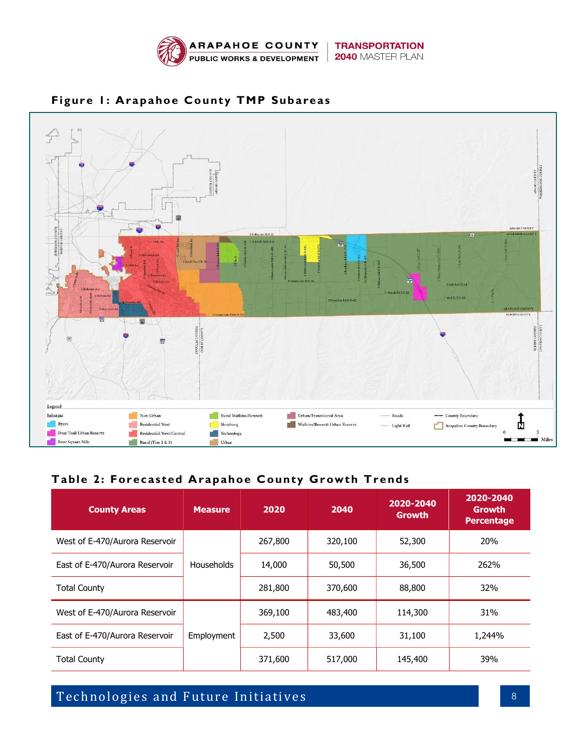**Figure 1: Arapahoe County TMP Subareas**

**Table 2: Forecasted Arapahoe County Growth Trends**

| County Areas | Measure | 2020 | 2040 | 2020-2040 Growth | 2020-2040 Growth Percentage |
|---|---|---|---|---|---|
| West of E-470/Aurora Reservoir | Households | 267,800 | 320,100 | 52,300 | 20% |
| East of E-470/Aurora Reservoir | | 14,000 | 50,500 | 36,500 | 262% |
| Total County | | 281,800 | 370,600 | 88,800 | 32% |
| West of E-470/Aurora Reservoir | Employment | 369,100 | 483,400 | 114,300 | 31% |
| East of E-470/Aurora Reservoir | | 2,500 | 33,600 | 31,100 | 1,244% |
| Total County | | 371,600 | 517,000 | 145,400 | 39% |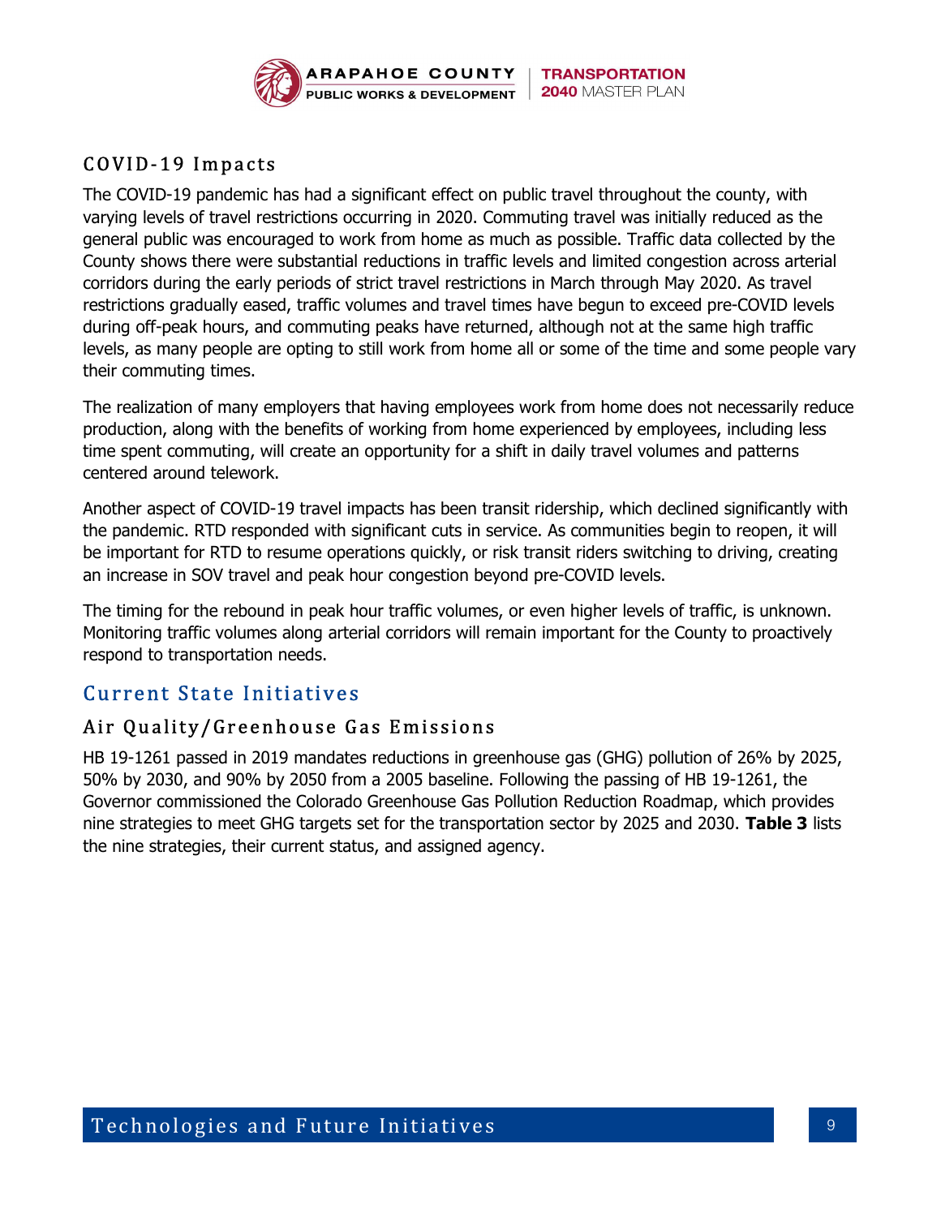### COVID-19 Impacts

The COVID-19 pandemic has had a significant effect on public travel throughout the county, with varying levels of travel restrictions occurring in 2020. Commuting travel was initially reduced as the general public was encouraged to work from home as much as possible. Traffic data collected by the County shows there were substantial reductions in traffic levels and limited congestion across arterial corridors during the early periods of strict travel restrictions in March through May 2020. As travel restrictions gradually eased, traffic volumes and travel times have begun to exceed pre-COVID levels during off-peak hours, and commuting peaks have returned, although not at the same high traffic levels, as many people are opting to still work from home all or some of the time and some people vary their commuting times.

The realization of many employers that having employees work from home does not necessarily reduce production, along with the benefits of working from home experienced by employees, including less time spent commuting, will create an opportunity for a shift in daily travel volumes and patterns centered around telework.

Another aspect of COVID-19 travel impacts has been transit ridership, which declined significantly with the pandemic. RTD responded with significant cuts in service. As communities begin to reopen, it will be important for RTD to resume operations quickly, or risk transit riders switching to driving, creating an increase in SOV travel and peak hour congestion beyond pre-COVID levels.

The timing for the rebound in peak hour traffic volumes, or even higher levels of traffic, is unknown. Monitoring traffic volumes along arterial corridors will remain important for the County to proactively respond to transportation needs.

## Current State Initiatives

### Air Quality/Greenhouse Gas Emissions

HB 19-1261 passed in 2019 mandates reductions in greenhouse gas (GHG) pollution of 26% by 2025, 50% by 2030, and 90% by 2050 from a 2005 baseline. Following the passing of HB 19-1261, the Governor commissioned the Colorado Greenhouse Gas Pollution Reduction Roadmap, which provides nine strategies to meet GHG targets set for the transportation sector by 2025 and 2030. **Table 3** lists the nine strategies, their current status, and assigned agency.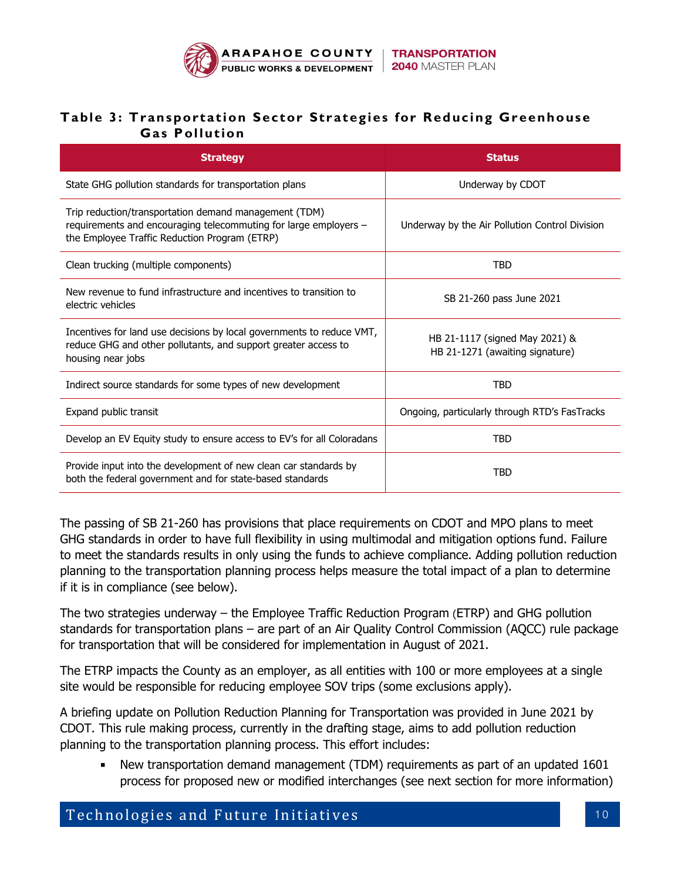### Table 3: Transportation Sector Strategies for Reducing Greenhouse Gas Pollution

| Strategy | Status |
|---|---|
| State GHG pollution standards for transportation plans | Underway by CDOT |
| Trip reduction/transportation demand management (TDM) requirements and encouraging telecommuting for large employers – the Employee Traffic Reduction Program (ETRP) | Underway by the Air Pollution Control Division |
| Clean trucking (multiple components) | TBD |
| New revenue to fund infrastructure and incentives to transition to electric vehicles | SB 21-260 pass June 2021 |
| Incentives for land use decisions by local governments to reduce VMT, reduce GHG and other pollutants, and support greater access to housing near jobs | HB 21-1117 (signed May 2021) & HB 21-1271 (awaiting signature) |
| Indirect source standards for some types of new development | TBD |
| Expand public transit | Ongoing, particularly through RTD's FasTracks |
| Develop an EV Equity study to ensure access to EV's for all Coloradans | TBD |
| Provide input into the development of new clean car standards by both the federal government and for state-based standards | TBD |

The passing of SB 21-260 has provisions that place requirements on CDOT and MPO plans to meet GHG standards in order to have full flexibility in using multimodal and mitigation options fund. Failure to meet the standards results in only using the funds to achieve compliance. Adding pollution reduction planning to the transportation planning process helps measure the total impact of a plan to determine if it is in compliance (see below).

The two strategies underway – the Employee Traffic Reduction Program (ETRP) and GHG pollution standards for transportation plans – are part of an Air Quality Control Commission (AQCC) rule package for transportation that will be considered for implementation in August of 2021.

The ETRP impacts the County as an employer, as all entities with 100 or more employees at a single site would be responsible for reducing employee SOV trips (some exclusions apply).

A briefing update on Pollution Reduction Planning for Transportation was provided in June 2021 by CDOT. This rule making process, currently in the drafting stage, aims to add pollution reduction planning to the transportation planning process. This effort includes:

- New transportation demand management (TDM) requirements as part of an updated 1601 process for proposed new or modified interchanges (see next section for more information)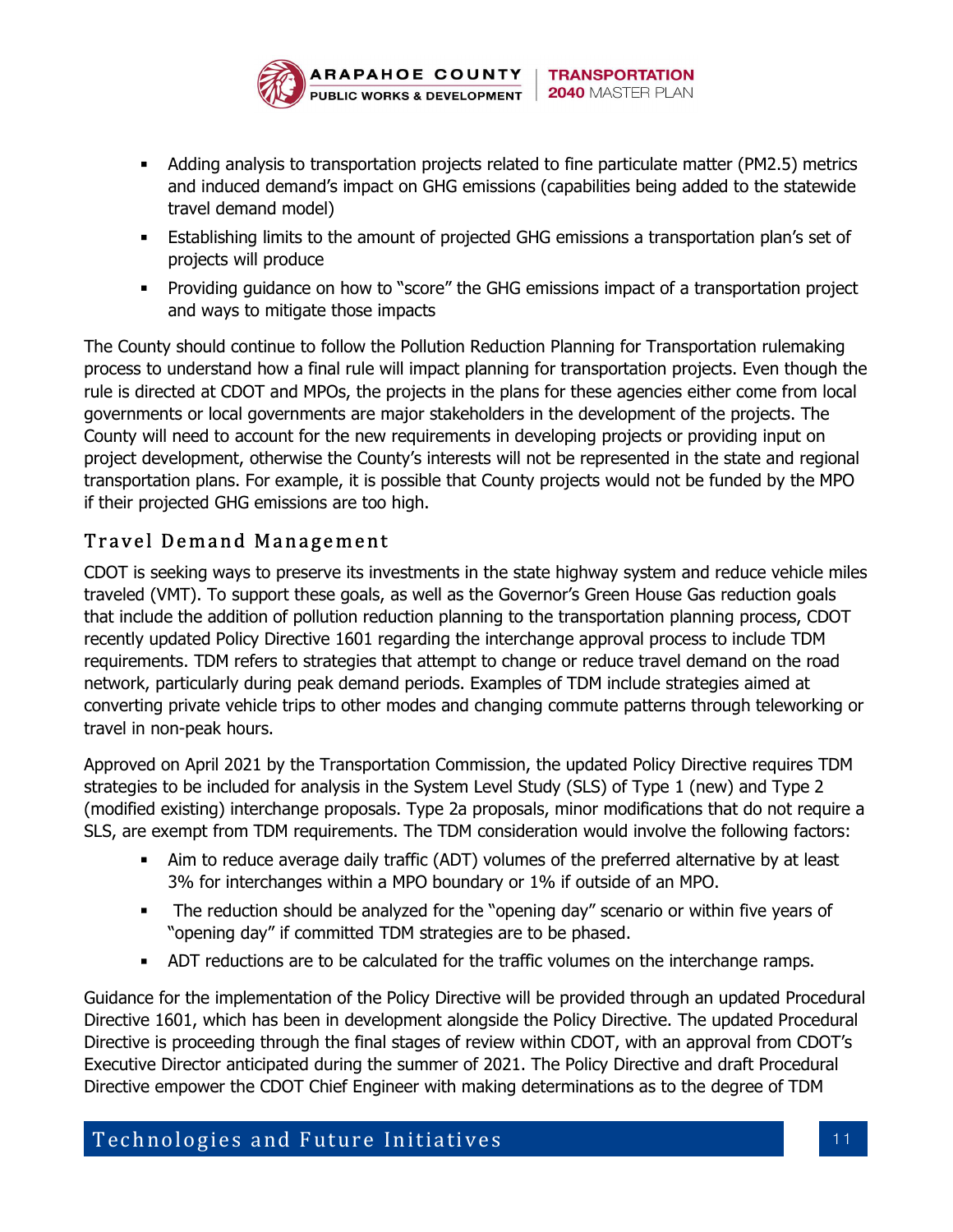- Adding analysis to transportation projects related to fine particulate matter (PM2.5) metrics and induced demand's impact on GHG emissions (capabilities being added to the statewide travel demand model)
- Establishing limits to the amount of projected GHG emissions a transportation plan's set of projects will produce
- Providing guidance on how to "score" the GHG emissions impact of a transportation project and ways to mitigate those impacts

The County should continue to follow the Pollution Reduction Planning for Transportation rulemaking process to understand how a final rule will impact planning for transportation projects. Even though the rule is directed at CDOT and MPOs, the projects in the plans for these agencies either come from local governments or local governments are major stakeholders in the development of the projects. The County will need to account for the new requirements in developing projects or providing input on project development, otherwise the County's interests will not be represented in the state and regional transportation plans. For example, it is possible that County projects would not be funded by the MPO if their projected GHG emissions are too high.

## Travel Demand Management

CDOT is seeking ways to preserve its investments in the state highway system and reduce vehicle miles traveled (VMT). To support these goals, as well as the Governor's Green House Gas reduction goals that include the addition of pollution reduction planning to the transportation planning process, CDOT recently updated Policy Directive 1601 regarding the interchange approval process to include TDM requirements. TDM refers to strategies that attempt to change or reduce travel demand on the road network, particularly during peak demand periods. Examples of TDM include strategies aimed at converting private vehicle trips to other modes and changing commute patterns through teleworking or travel in non-peak hours.

Approved on April 2021 by the Transportation Commission, the updated Policy Directive requires TDM strategies to be included for analysis in the System Level Study (SLS) of Type 1 (new) and Type 2 (modified existing) interchange proposals. Type 2a proposals, minor modifications that do not require a SLS, are exempt from TDM requirements. The TDM consideration would involve the following factors:

- Aim to reduce average daily traffic (ADT) volumes of the preferred alternative by at least 3% for interchanges within a MPO boundary or 1% if outside of an MPO.
- The reduction should be analyzed for the "opening day" scenario or within five years of "opening day" if committed TDM strategies are to be phased.
- ADT reductions are to be calculated for the traffic volumes on the interchange ramps.

Guidance for the implementation of the Policy Directive will be provided through an updated Procedural Directive 1601, which has been in development alongside the Policy Directive. The updated Procedural Directive is proceeding through the final stages of review within CDOT, with an approval from CDOT's Executive Director anticipated during the summer of 2021. The Policy Directive and draft Procedural Directive empower the CDOT Chief Engineer with making determinations as to the degree of TDM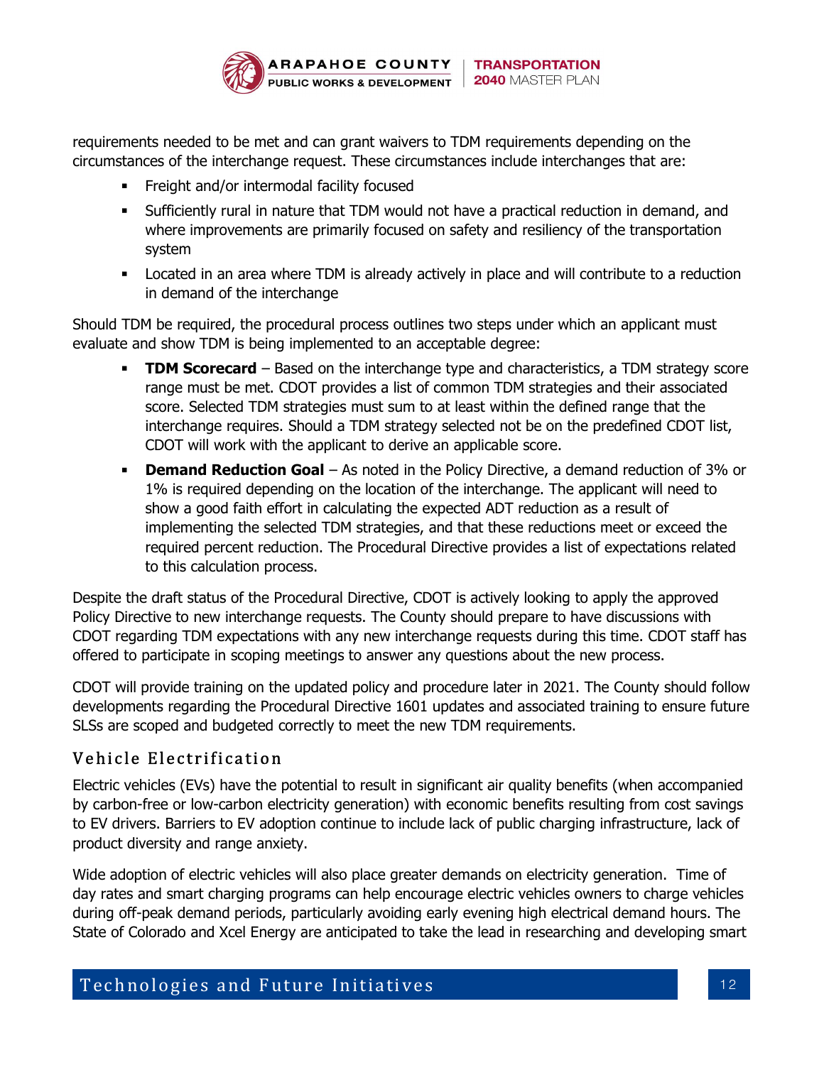requirements needed to be met and can grant waivers to TDM requirements depending on the circumstances of the interchange request. These circumstances include interchanges that are:

- Freight and/or intermodal facility focused
- Sufficiently rural in nature that TDM would not have a practical reduction in demand, and where improvements are primarily focused on safety and resiliency of the transportation system
- Located in an area where TDM is already actively in place and will contribute to a reduction in demand of the interchange

Should TDM be required, the procedural process outlines two steps under which an applicant must evaluate and show TDM is being implemented to an acceptable degree:

- **TDM Scorecard** – Based on the interchange type and characteristics, a TDM strategy score range must be met. CDOT provides a list of common TDM strategies and their associated score. Selected TDM strategies must sum to at least within the defined range that the interchange requires. Should a TDM strategy selected not be on the predefined CDOT list, CDOT will work with the applicant to derive an applicable score.
- **Demand Reduction Goal** – As noted in the Policy Directive, a demand reduction of 3% or 1% is required depending on the location of the interchange. The applicant will need to show a good faith effort in calculating the expected ADT reduction as a result of implementing the selected TDM strategies, and that these reductions meet or exceed the required percent reduction. The Procedural Directive provides a list of expectations related to this calculation process.

Despite the draft status of the Procedural Directive, CDOT is actively looking to apply the approved Policy Directive to new interchange requests. The County should prepare to have discussions with CDOT regarding TDM expectations with any new interchange requests during this time. CDOT staff has offered to participate in scoping meetings to answer any questions about the new process.

CDOT will provide training on the updated policy and procedure later in 2021. The County should follow developments regarding the Procedural Directive 1601 updates and associated training to ensure future SLSs are scoped and budgeted correctly to meet the new TDM requirements.

## Vehicle Electrification

Electric vehicles (EVs) have the potential to result in significant air quality benefits (when accompanied by carbon-free or low-carbon electricity generation) with economic benefits resulting from cost savings to EV drivers. Barriers to EV adoption continue to include lack of public charging infrastructure, lack of product diversity and range anxiety.

Wide adoption of electric vehicles will also place greater demands on electricity generation. Time of day rates and smart charging programs can help encourage electric vehicles owners to charge vehicles during off-peak demand periods, particularly avoiding early evening high electrical demand hours. The State of Colorado and Xcel Energy are anticipated to take the lead in researching and developing smart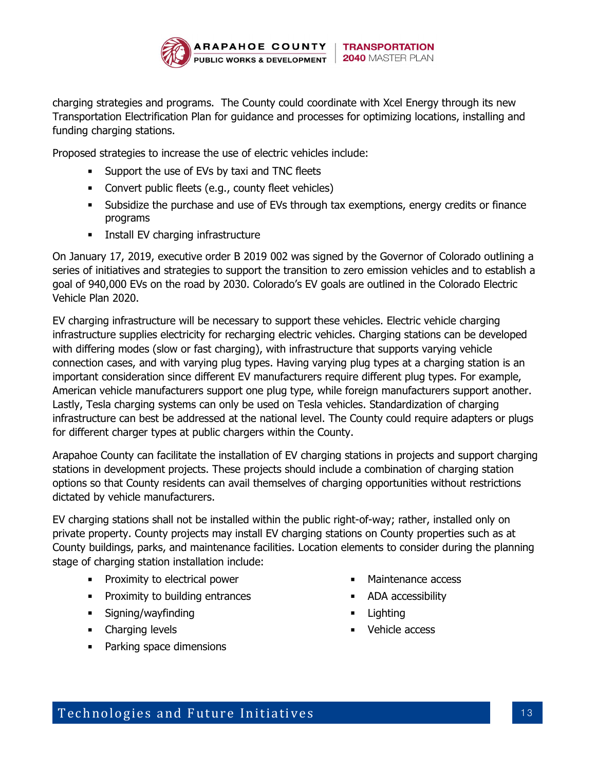charging strategies and programs. The County could coordinate with Xcel Energy through its new Transportation Electrification Plan for guidance and processes for optimizing locations, installing and funding charging stations.

Proposed strategies to increase the use of electric vehicles include:

- Support the use of EVs by taxi and TNC fleets
- Convert public fleets (e.g., county fleet vehicles)
- Subsidize the purchase and use of EVs through tax exemptions, energy credits or finance programs
- Install EV charging infrastructure

On January 17, 2019, executive order B 2019 002 was signed by the Governor of Colorado outlining a series of initiatives and strategies to support the transition to zero emission vehicles and to establish a goal of 940,000 EVs on the road by 2030. Colorado's EV goals are outlined in the Colorado Electric Vehicle Plan 2020.

EV charging infrastructure will be necessary to support these vehicles. Electric vehicle charging infrastructure supplies electricity for recharging electric vehicles. Charging stations can be developed with differing modes (slow or fast charging), with infrastructure that supports varying vehicle connection cases, and with varying plug types. Having varying plug types at a charging station is an important consideration since different EV manufacturers require different plug types. For example, American vehicle manufacturers support one plug type, while foreign manufacturers support another. Lastly, Tesla charging systems can only be used on Tesla vehicles. Standardization of charging infrastructure can best be addressed at the national level. The County could require adapters or plugs for different charger types at public chargers within the County.

Arapahoe County can facilitate the installation of EV charging stations in projects and support charging stations in development projects. These projects should include a combination of charging station options so that County residents can avail themselves of charging opportunities without restrictions dictated by vehicle manufacturers.

EV charging stations shall not be installed within the public right-of-way; rather, installed only on private property. County projects may install EV charging stations on County properties such as at County buildings, parks, and maintenance facilities. Location elements to consider during the planning stage of charging station installation include:

- Proximity to electrical power
- Proximity to building entrances
- Signing/wayfinding
- Charging levels
- Parking space dimensions
- Maintenance access
- ADA accessibility
- Lighting
- Vehicle access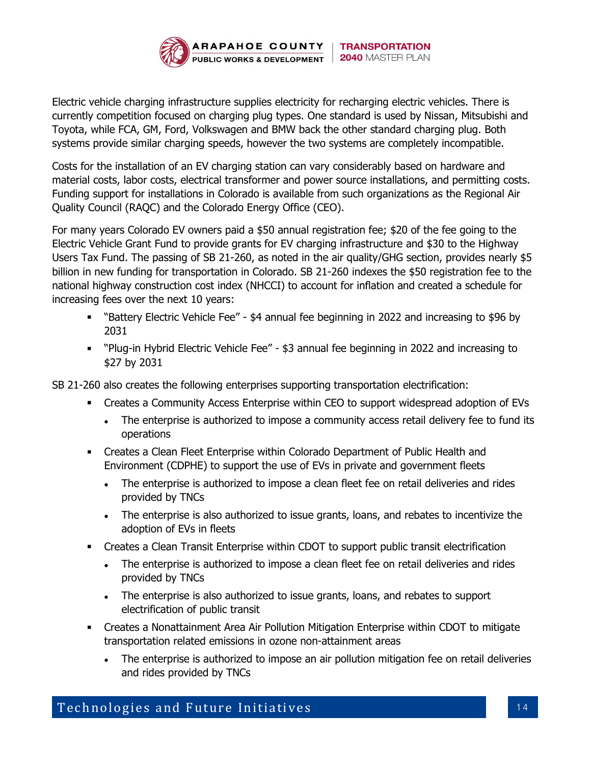Electric vehicle charging infrastructure supplies electricity for recharging electric vehicles. There is currently competition focused on charging plug types. One standard is used by Nissan, Mitsubishi and Toyota, while FCA, GM, Ford, Volkswagen and BMW back the other standard charging plug. Both systems provide similar charging speeds, however the two systems are completely incompatible.

Costs for the installation of an EV charging station can vary considerably based on hardware and material costs, labor costs, electrical transformer and power source installations, and permitting costs. Funding support for installations in Colorado is available from such organizations as the Regional Air Quality Council (RAQC) and the Colorado Energy Office (CEO).

For many years Colorado EV owners paid a $50 annual registration fee; $20 of the fee going to the Electric Vehicle Grant Fund to provide grants for EV charging infrastructure and $30 to the Highway Users Tax Fund. The passing of SB 21-260, as noted in the air quality/GHG section, provides nearly $5 billion in new funding for transportation in Colorado. SB 21-260 indexes the $50 registration fee to the national highway construction cost index (NHCCI) to account for inflation and created a schedule for increasing fees over the next 10 years:

- "Battery Electric Vehicle Fee" - $4 annual fee beginning in 2022 and increasing to $96 by 2031
- "Plug-in Hybrid Electric Vehicle Fee" - $3 annual fee beginning in 2022 and increasing to $27 by 2031

SB 21-260 also creates the following enterprises supporting transportation electrification:

- Creates a Community Access Enterprise within CEO to support widespread adoption of EVs
  - The enterprise is authorized to impose a community access retail delivery fee to fund its operations
- Creates a Clean Fleet Enterprise within Colorado Department of Public Health and Environment (CDPHE) to support the use of EVs in private and government fleets
  - The enterprise is authorized to impose a clean fleet fee on retail deliveries and rides provided by TNCs
  - The enterprise is also authorized to issue grants, loans, and rebates to incentivize the adoption of EVs in fleets
- Creates a Clean Transit Enterprise within CDOT to support public transit electrification
  - The enterprise is authorized to impose a clean fleet fee on retail deliveries and rides provided by TNCs
  - The enterprise is also authorized to issue grants, loans, and rebates to support electrification of public transit
- Creates a Nonattainment Area Air Pollution Mitigation Enterprise within CDOT to mitigate transportation related emissions in ozone non-attainment areas
  - The enterprise is authorized to impose an air pollution mitigation fee on retail deliveries and rides provided by TNCs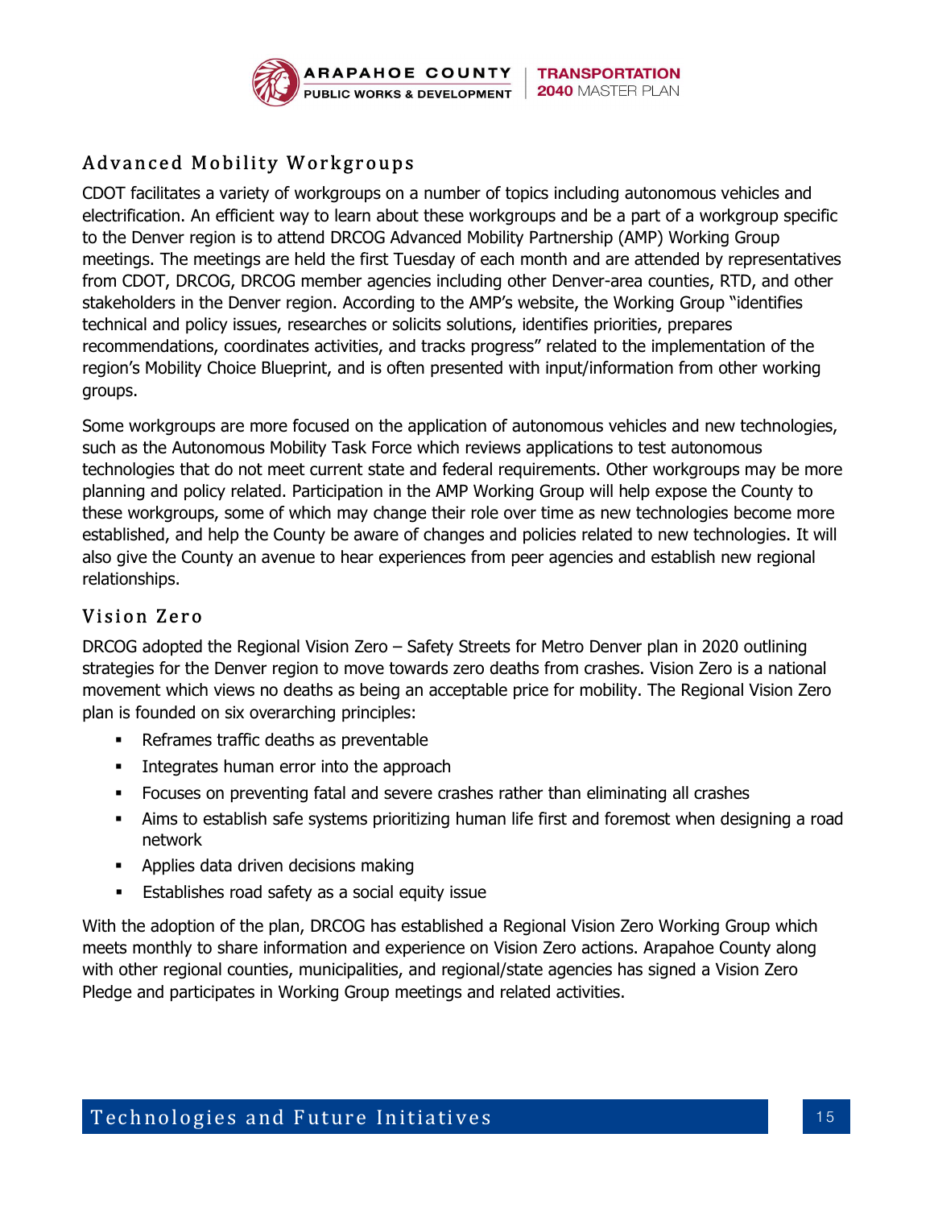## Advanced Mobility Workgroups

CDOT facilitates a variety of workgroups on a number of topics including autonomous vehicles and electrification. An efficient way to learn about these workgroups and be a part of a workgroup specific to the Denver region is to attend DRCOG Advanced Mobility Partnership (AMP) Working Group meetings. The meetings are held the first Tuesday of each month and are attended by representatives from CDOT, DRCOG, DRCOG member agencies including other Denver-area counties, RTD, and other stakeholders in the Denver region. According to the AMP's website, the Working Group "identifies technical and policy issues, researches or solicits solutions, identifies priorities, prepares recommendations, coordinates activities, and tracks progress" related to the implementation of the region's Mobility Choice Blueprint, and is often presented with input/information from other working groups.

Some workgroups are more focused on the application of autonomous vehicles and new technologies, such as the Autonomous Mobility Task Force which reviews applications to test autonomous technologies that do not meet current state and federal requirements. Other workgroups may be more planning and policy related. Participation in the AMP Working Group will help expose the County to these workgroups, some of which may change their role over time as new technologies become more established, and help the County be aware of changes and policies related to new technologies. It will also give the County an avenue to hear experiences from peer agencies and establish new regional relationships.

## Vision Zero

DRCOG adopted the Regional Vision Zero – Safety Streets for Metro Denver plan in 2020 outlining strategies for the Denver region to move towards zero deaths from crashes. Vision Zero is a national movement which views no deaths as being an acceptable price for mobility. The Regional Vision Zero plan is founded on six overarching principles:

- Reframes traffic deaths as preventable
- Integrates human error into the approach
- Focuses on preventing fatal and severe crashes rather than eliminating all crashes
- Aims to establish safe systems prioritizing human life first and foremost when designing a road network
- Applies data driven decisions making
- Establishes road safety as a social equity issue

With the adoption of the plan, DRCOG has established a Regional Vision Zero Working Group which meets monthly to share information and experience on Vision Zero actions. Arapahoe County along with other regional counties, municipalities, and regional/state agencies has signed a Vision Zero Pledge and participates in Working Group meetings and related activities.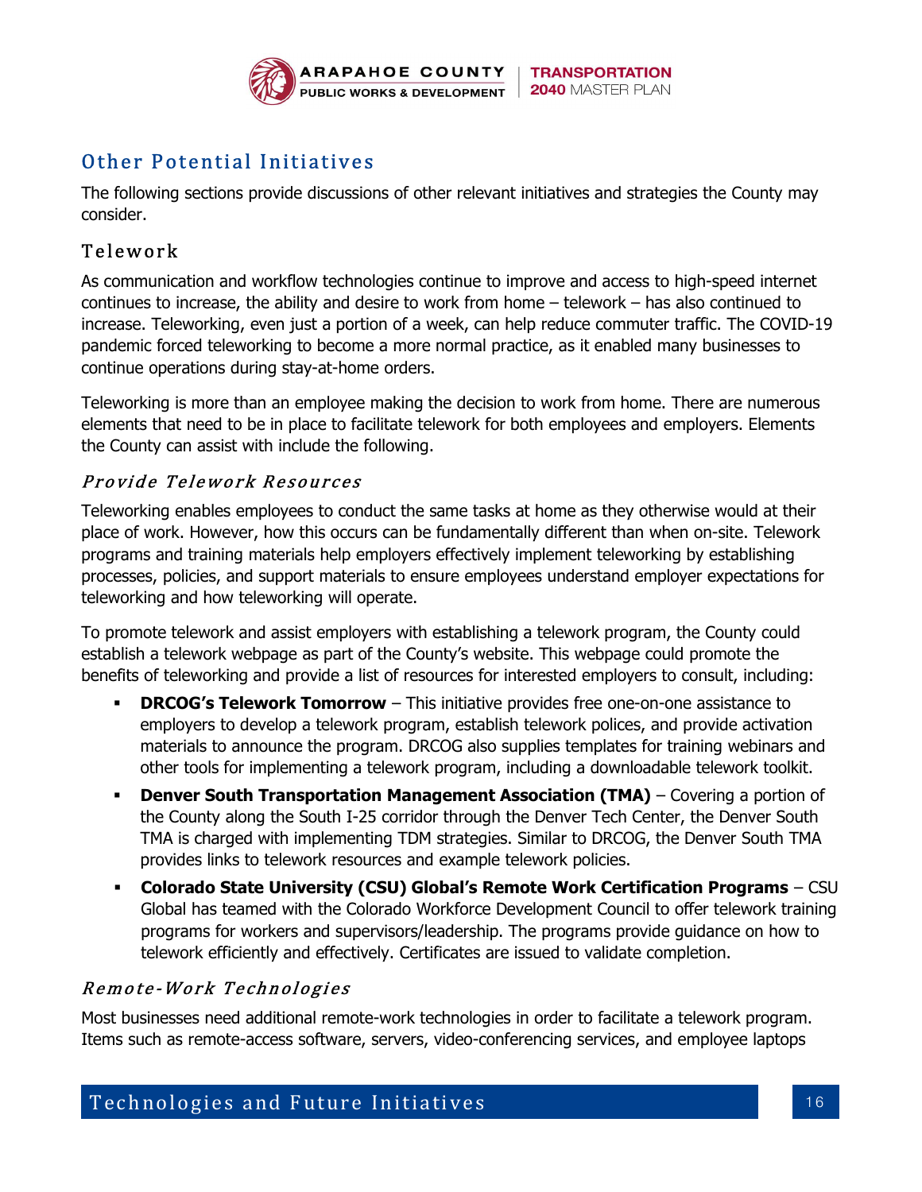## Other Potential Initiatives

The following sections provide discussions of other relevant initiatives and strategies the County may consider.

### Telework

As communication and workflow technologies continue to improve and access to high-speed internet continues to increase, the ability and desire to work from home – telework – has also continued to increase. Teleworking, even just a portion of a week, can help reduce commuter traffic. The COVID-19 pandemic forced teleworking to become a more normal practice, as it enabled many businesses to continue operations during stay-at-home orders.

Teleworking is more than an employee making the decision to work from home. There are numerous elements that need to be in place to facilitate telework for both employees and employers. Elements the County can assist with include the following.

#### *Provide Telework Resources*

Teleworking enables employees to conduct the same tasks at home as they otherwise would at their place of work. However, how this occurs can be fundamentally different than when on-site. Telework programs and training materials help employers effectively implement teleworking by establishing processes, policies, and support materials to ensure employees understand employer expectations for teleworking and how teleworking will operate.

To promote telework and assist employers with establishing a telework program, the County could establish a telework webpage as part of the County's website. This webpage could promote the benefits of teleworking and provide a list of resources for interested employers to consult, including:

- **DRCOG's Telework Tomorrow** – This initiative provides free one-on-one assistance to employers to develop a telework program, establish telework polices, and provide activation materials to announce the program. DRCOG also supplies templates for training webinars and other tools for implementing a telework program, including a downloadable telework toolkit.
- **Denver South Transportation Management Association (TMA)** – Covering a portion of the County along the South I-25 corridor through the Denver Tech Center, the Denver South TMA is charged with implementing TDM strategies. Similar to DRCOG, the Denver South TMA provides links to telework resources and example telework policies.
- **Colorado State University (CSU) Global's Remote Work Certification Programs** – CSU Global has teamed with the Colorado Workforce Development Council to offer telework training programs for workers and supervisors/leadership. The programs provide guidance on how to telework efficiently and effectively. Certificates are issued to validate completion.

#### *Remote-Work Technologies*

Most businesses need additional remote-work technologies in order to facilitate a telework program. Items such as remote-access software, servers, video-conferencing services, and employee laptops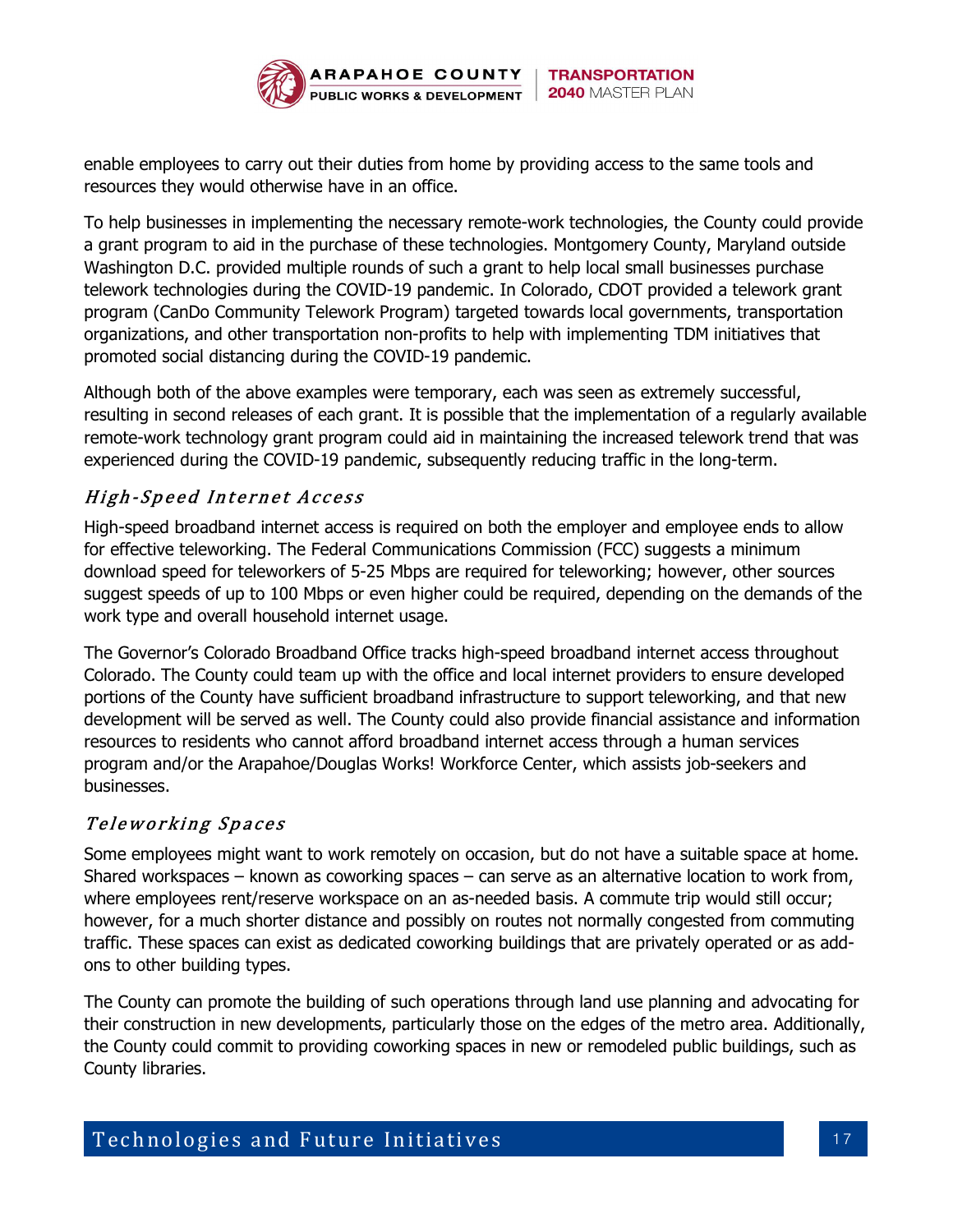enable employees to carry out their duties from home by providing access to the same tools and resources they would otherwise have in an office.

To help businesses in implementing the necessary remote-work technologies, the County could provide a grant program to aid in the purchase of these technologies. Montgomery County, Maryland outside Washington D.C. provided multiple rounds of such a grant to help local small businesses purchase telework technologies during the COVID-19 pandemic. In Colorado, CDOT provided a telework grant program (CanDo Community Telework Program) targeted towards local governments, transportation organizations, and other transportation non-profits to help with implementing TDM initiatives that promoted social distancing during the COVID-19 pandemic.

Although both of the above examples were temporary, each was seen as extremely successful, resulting in second releases of each grant. It is possible that the implementation of a regularly available remote-work technology grant program could aid in maintaining the increased telework trend that was experienced during the COVID-19 pandemic, subsequently reducing traffic in the long-term.

### *High-Speed Internet Access*

High-speed broadband internet access is required on both the employer and employee ends to allow for effective teleworking. The Federal Communications Commission (FCC) suggests a minimum download speed for teleworkers of 5-25 Mbps are required for teleworking; however, other sources suggest speeds of up to 100 Mbps or even higher could be required, depending on the demands of the work type and overall household internet usage.

The Governor's Colorado Broadband Office tracks high-speed broadband internet access throughout Colorado. The County could team up with the office and local internet providers to ensure developed portions of the County have sufficient broadband infrastructure to support teleworking, and that new development will be served as well. The County could also provide financial assistance and information resources to residents who cannot afford broadband internet access through a human services program and/or the Arapahoe/Douglas Works! Workforce Center, which assists job-seekers and businesses.

### *Teleworking Spaces*

Some employees might want to work remotely on occasion, but do not have a suitable space at home. Shared workspaces – known as coworking spaces – can serve as an alternative location to work from, where employees rent/reserve workspace on an as-needed basis. A commute trip would still occur; however, for a much shorter distance and possibly on routes not normally congested from commuting traffic. These spaces can exist as dedicated coworking buildings that are privately operated or as add-ons to other building types.

The County can promote the building of such operations through land use planning and advocating for their construction in new developments, particularly those on the edges of the metro area. Additionally, the County could commit to providing coworking spaces in new or remodeled public buildings, such as County libraries.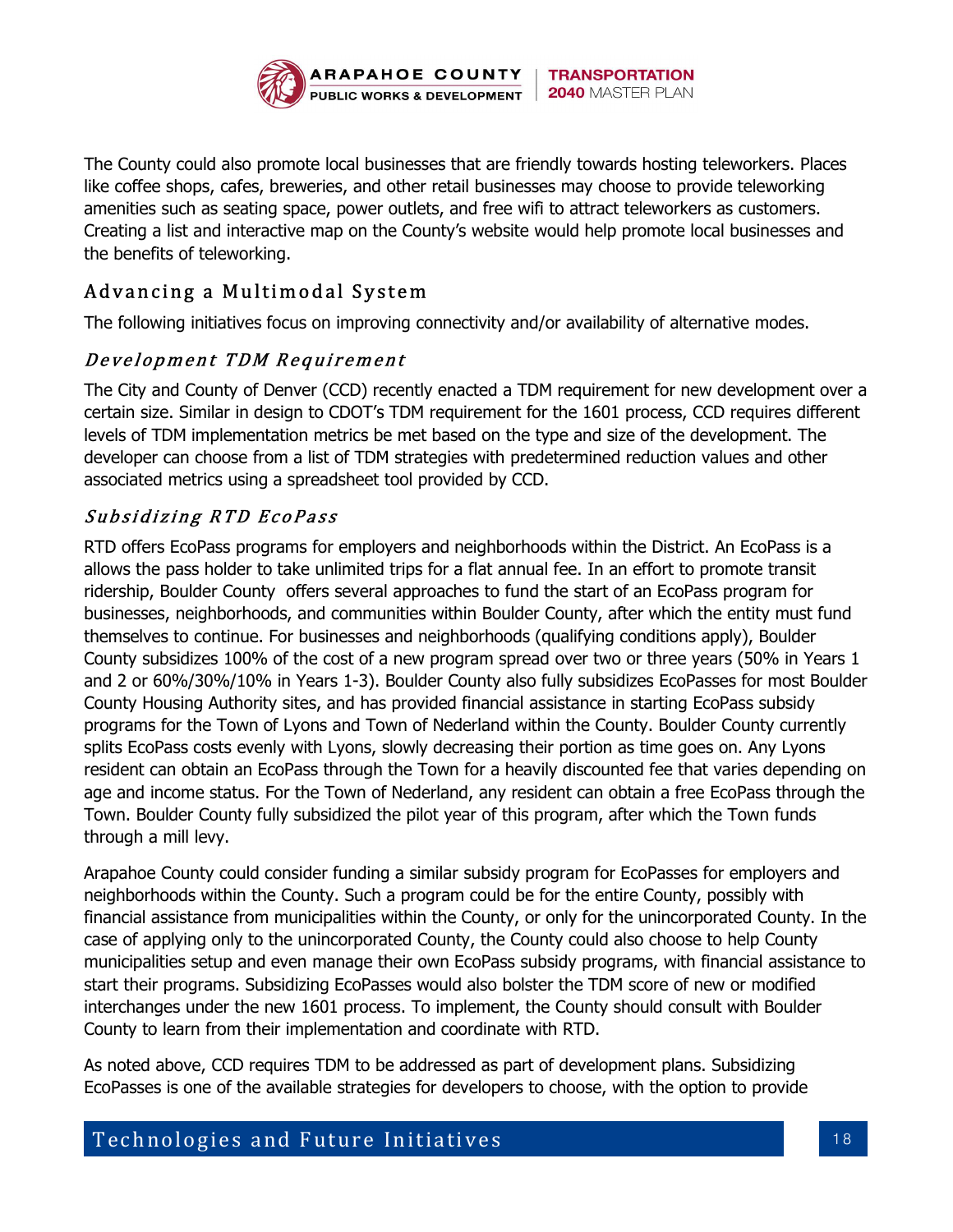The County could also promote local businesses that are friendly towards hosting teleworkers. Places like coffee shops, cafes, breweries, and other retail businesses may choose to provide teleworking amenities such as seating space, power outlets, and free wifi to attract teleworkers as customers. Creating a list and interactive map on the County's website would help promote local businesses and the benefits of teleworking.

## Advancing a Multimodal System

The following initiatives focus on improving connectivity and/or availability of alternative modes.

### *Development TDM Requirement*

The City and County of Denver (CCD) recently enacted a TDM requirement for new development over a certain size. Similar in design to CDOT's TDM requirement for the 1601 process, CCD requires different levels of TDM implementation metrics be met based on the type and size of the development. The developer can choose from a list of TDM strategies with predetermined reduction values and other associated metrics using a spreadsheet tool provided by CCD.

### *Subsidizing RTD EcoPass*

RTD offers EcoPass programs for employers and neighborhoods within the District. An EcoPass is a allows the pass holder to take unlimited trips for a flat annual fee. In an effort to promote transit ridership, Boulder County offers several approaches to fund the start of an EcoPass program for businesses, neighborhoods, and communities within Boulder County, after which the entity must fund themselves to continue. For businesses and neighborhoods (qualifying conditions apply), Boulder County subsidizes 100% of the cost of a new program spread over two or three years (50% in Years 1 and 2 or 60%/30%/10% in Years 1-3). Boulder County also fully subsidizes EcoPasses for most Boulder County Housing Authority sites, and has provided financial assistance in starting EcoPass subsidy programs for the Town of Lyons and Town of Nederland within the County. Boulder County currently splits EcoPass costs evenly with Lyons, slowly decreasing their portion as time goes on. Any Lyons resident can obtain an EcoPass through the Town for a heavily discounted fee that varies depending on age and income status. For the Town of Nederland, any resident can obtain a free EcoPass through the Town. Boulder County fully subsidized the pilot year of this program, after which the Town funds through a mill levy.

Arapahoe County could consider funding a similar subsidy program for EcoPasses for employers and neighborhoods within the County. Such a program could be for the entire County, possibly with financial assistance from municipalities within the County, or only for the unincorporated County. In the case of applying only to the unincorporated County, the County could also choose to help County municipalities setup and even manage their own EcoPass subsidy programs, with financial assistance to start their programs. Subsidizing EcoPasses would also bolster the TDM score of new or modified interchanges under the new 1601 process. To implement, the County should consult with Boulder County to learn from their implementation and coordinate with RTD.

As noted above, CCD requires TDM to be addressed as part of development plans. Subsidizing EcoPasses is one of the available strategies for developers to choose, with the option to provide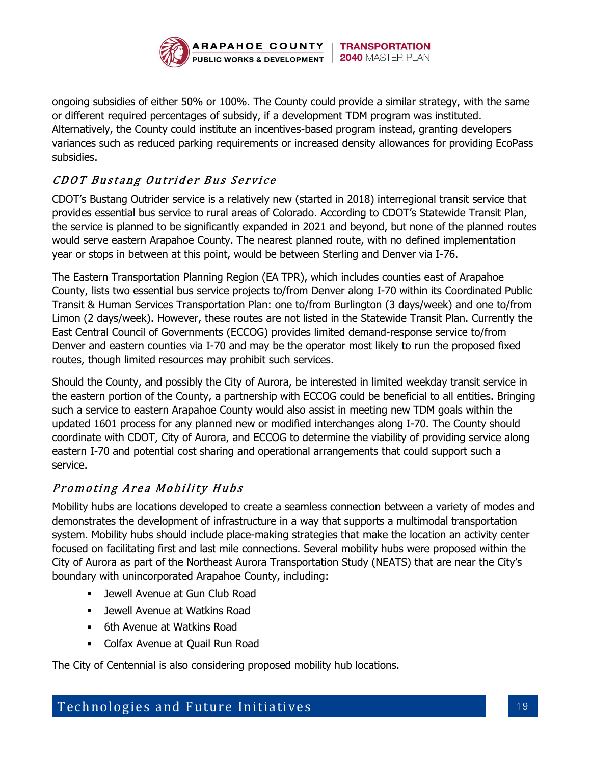ongoing subsidies of either 50% or 100%. The County could provide a similar strategy, with the same or different required percentages of subsidy, if a development TDM program was instituted. Alternatively, the County could institute an incentives-based program instead, granting developers variances such as reduced parking requirements or increased density allowances for providing EcoPass subsidies.

### *CDOT Bustang Outrider Bus Service*

CDOT's Bustang Outrider service is a relatively new (started in 2018) interregional transit service that provides essential bus service to rural areas of Colorado. According to CDOT's Statewide Transit Plan, the service is planned to be significantly expanded in 2021 and beyond, but none of the planned routes would serve eastern Arapahoe County. The nearest planned route, with no defined implementation year or stops in between at this point, would be between Sterling and Denver via I-76.

The Eastern Transportation Planning Region (EA TPR), which includes counties east of Arapahoe County, lists two essential bus service projects to/from Denver along I-70 within its Coordinated Public Transit & Human Services Transportation Plan: one to/from Burlington (3 days/week) and one to/from Limon (2 days/week). However, these routes are not listed in the Statewide Transit Plan. Currently the East Central Council of Governments (ECCOG) provides limited demand-response service to/from Denver and eastern counties via I-70 and may be the operator most likely to run the proposed fixed routes, though limited resources may prohibit such services.

Should the County, and possibly the City of Aurora, be interested in limited weekday transit service in the eastern portion of the County, a partnership with ECCOG could be beneficial to all entities. Bringing such a service to eastern Arapahoe County would also assist in meeting new TDM goals within the updated 1601 process for any planned new or modified interchanges along I-70. The County should coordinate with CDOT, City of Aurora, and ECCOG to determine the viability of providing service along eastern I-70 and potential cost sharing and operational arrangements that could support such a service.

### *Promoting Area Mobility Hubs*

Mobility hubs are locations developed to create a seamless connection between a variety of modes and demonstrates the development of infrastructure in a way that supports a multimodal transportation system. Mobility hubs should include place-making strategies that make the location an activity center focused on facilitating first and last mile connections. Several mobility hubs were proposed within the City of Aurora as part of the Northeast Aurora Transportation Study (NEATS) that are near the City's boundary with unincorporated Arapahoe County, including:

- Jewell Avenue at Gun Club Road
- Jewell Avenue at Watkins Road
- 6th Avenue at Watkins Road
- Colfax Avenue at Quail Run Road

The City of Centennial is also considering proposed mobility hub locations.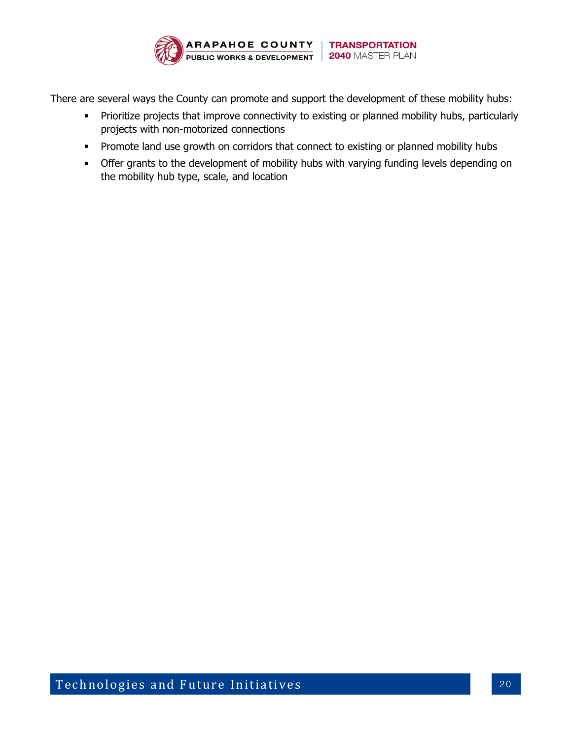There are several ways the County can promote and support the development of these mobility hubs:

- Prioritize projects that improve connectivity to existing or planned mobility hubs, particularly projects with non-motorized connections
- Promote land use growth on corridors that connect to existing or planned mobility hubs
- Offer grants to the development of mobility hubs with varying funding levels depending on the mobility hub type, scale, and location